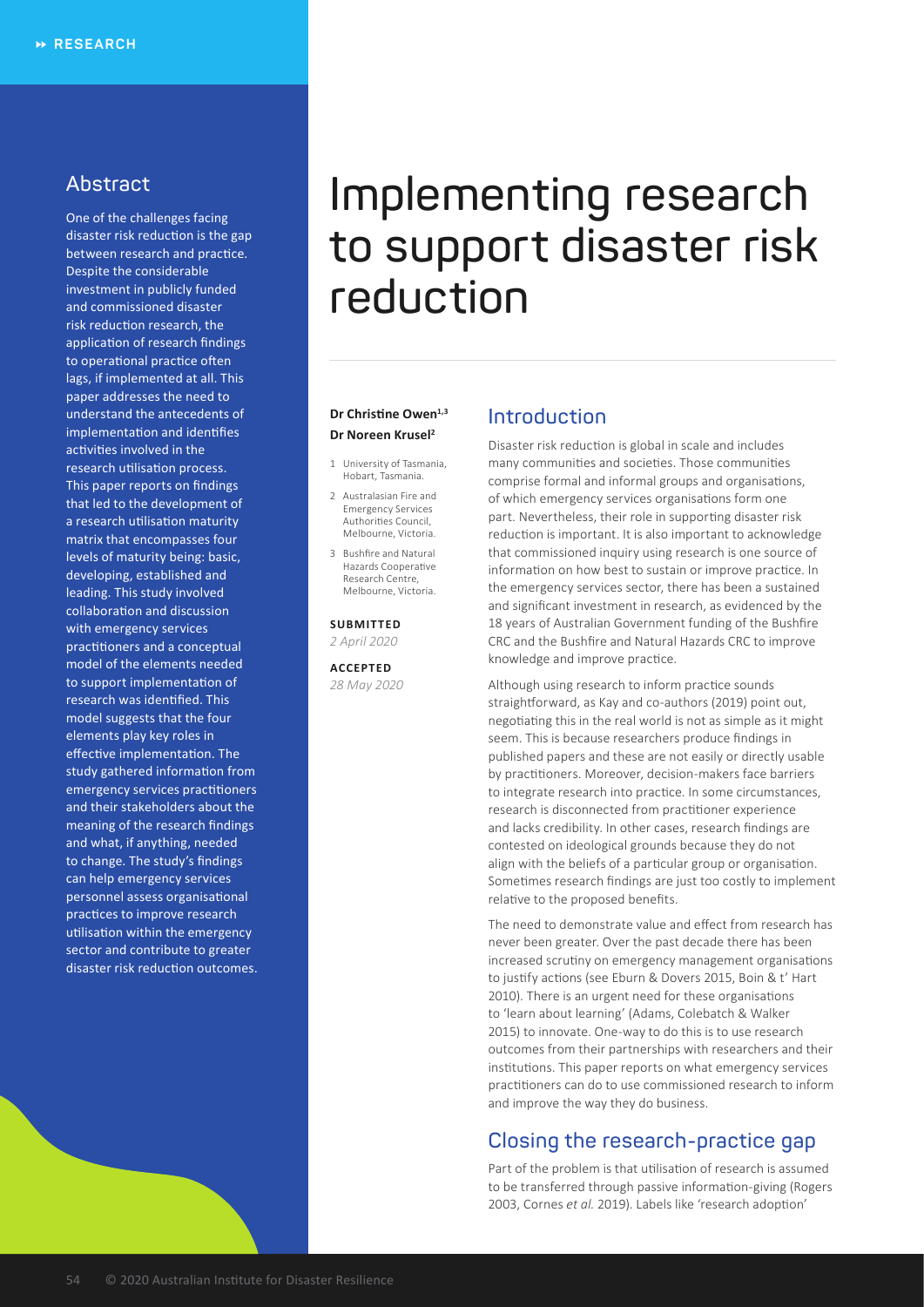RESEARCH

# Implementing research to support disaster risk reduction

**Dr Christine Owen**[1,3]
**Dr Noreen Krusel**[2]

1. University of Tasmania, Hobart, Tasmania.
2. Australasian Fire and Emergency Services Authorities Council, Melbourne, Victoria.
3. Bushfire and Natural Hazards Cooperative Research Centre, Melbourne, Victoria.

**SUBMITTED**
*2 April 2020*

**ACCEPTED**
*28 May 2020*

## Abstract

One of the challenges facing disaster risk reduction is the gap between research and practice. Despite the considerable investment in publicly funded and commissioned disaster risk reduction research, the application of research findings to operational practice often lags, if implemented at all. This paper addresses the need to understand the antecedents of implementation and identifies activities involved in the research utilisation process. This paper reports on findings that led to the development of a research utilisation maturity matrix that encompasses four levels of maturity being: basic, developing, established and leading. This study involved collaboration and discussion with emergency services practitioners and a conceptual model of the elements needed to support implementation of research was identified. This model suggests that the four elements play key roles in effective implementation. The study gathered information from emergency services practitioners and their stakeholders about the meaning of the research findings and what, if anything, needed to change. The study's findings can help emergency services personnel assess organisational practices to improve research utilisation within the emergency sector and contribute to greater disaster risk reduction outcomes.

## Introduction

Disaster risk reduction is global in scale and includes many communities and societies. Those communities comprise formal and informal groups and organisations, of which emergency services organisations form one part. Nevertheless, their role in supporting disaster risk reduction is important. It is also important to acknowledge that commissioned inquiry using research is one source of information on how best to sustain or improve practice. In the emergency services sector, there has been a sustained and significant investment in research, as evidenced by the 18 years of Australian Government funding of the Bushfire CRC and the Bushfire and Natural Hazards CRC to improve knowledge and improve practice.

Although using research to inform practice sounds straightforward, as Kay and co-authors (2019) point out, negotiating this in the real world is not as simple as it might seem. This is because researchers produce findings in published papers and these are not easily or directly usable by practitioners. Moreover, decision-makers face barriers to integrate research into practice. In some circumstances, research is disconnected from practitioner experience and lacks credibility. In other cases, research findings are contested on ideological grounds because they do not align with the beliefs of a particular group or organisation. Sometimes research findings are just too costly to implement relative to the proposed benefits.

The need to demonstrate value and effect from research has never been greater. Over the past decade there has been increased scrutiny on emergency management organisations to justify actions (see Eburn & Dovers 2015, Boin & t' Hart 2010). There is an urgent need for these organisations to 'learn about learning' (Adams, Colebatch & Walker 2015) to innovate. One-way to do this is to use research outcomes from their partnerships with researchers and their institutions. This paper reports on what emergency services practitioners can do to use commissioned research to inform and improve the way they do business.

## Closing the research-practice gap

Part of the problem is that utilisation of research is assumed to be transferred through passive information-giving (Rogers 2003, Cornes *et al.* 2019). Labels like 'research adoption'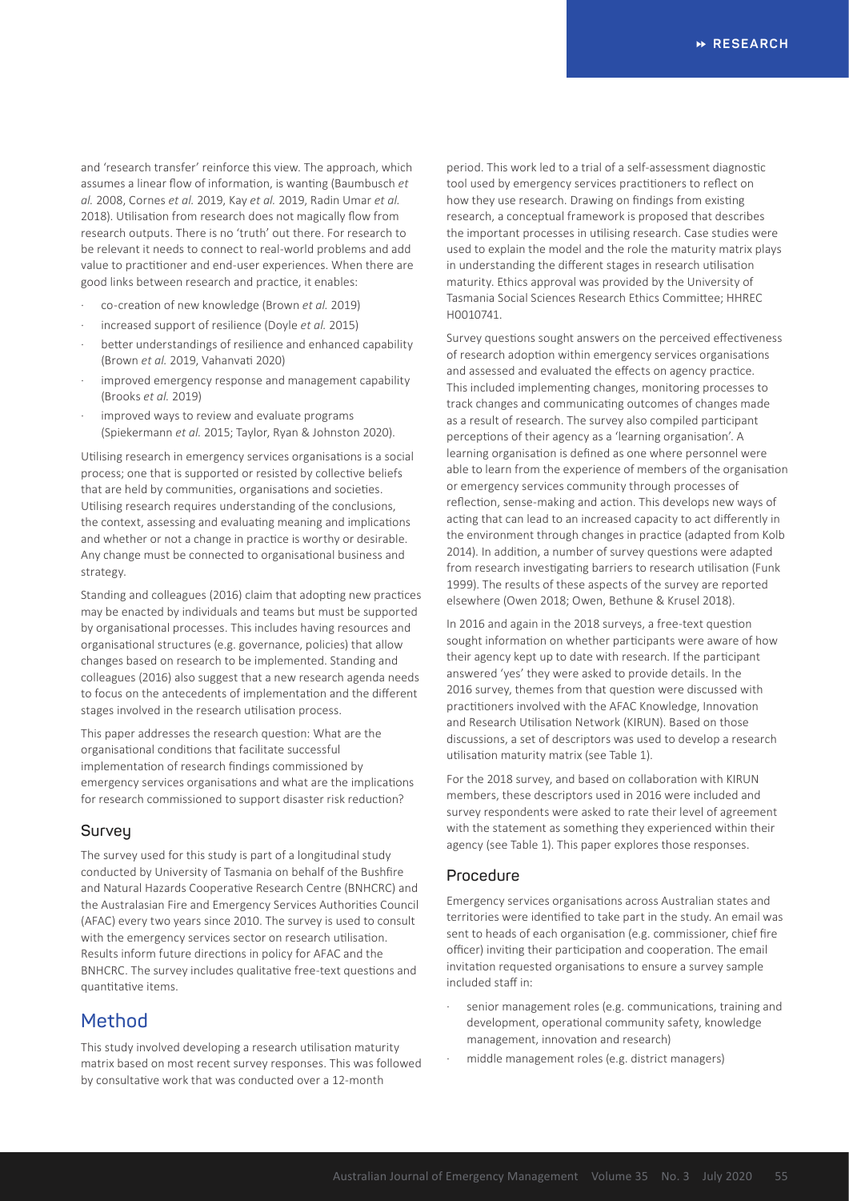and 'research transfer' reinforce this view. The approach, which assumes a linear flow of information, is wanting (Baumbusch *et al.* 2008, Cornes *et al.* 2019, Kay *et al.* 2019, Radin Umar *et al.* 2018). Utilisation from research does not magically flow from research outputs. There is no 'truth' out there. For research to be relevant it needs to connect to real-world problems and add value to practitioner and end-user experiences. When there are good links between research and practice, it enables:

- co-creation of new knowledge (Brown *et al.* 2019)
- increased support of resilience (Doyle *et al.* 2015)
- better understandings of resilience and enhanced capability (Brown *et al.* 2019, Vahanvati 2020)
- improved emergency response and management capability (Brooks *et al.* 2019)
- improved ways to review and evaluate programs (Spiekermann *et al.* 2015; Taylor, Ryan & Johnston 2020).

Utilising research in emergency services organisations is a social process; one that is supported or resisted by collective beliefs that are held by communities, organisations and societies. Utilising research requires understanding of the conclusions, the context, assessing and evaluating meaning and implications and whether or not a change in practice is worthy or desirable. Any change must be connected to organisational business and strategy.

Standing and colleagues (2016) claim that adopting new practices may be enacted by individuals and teams but must be supported by organisational processes. This includes having resources and organisational structures (e.g. governance, policies) that allow changes based on research to be implemented. Standing and colleagues (2016) also suggest that a new research agenda needs to focus on the antecedents of implementation and the different stages involved in the research utilisation process.

This paper addresses the research question: What are the organisational conditions that facilitate successful implementation of research findings commissioned by emergency services organisations and what are the implications for research commissioned to support disaster risk reduction?

### Survey

The survey used for this study is part of a longitudinal study conducted by University of Tasmania on behalf of the Bushfire and Natural Hazards Cooperative Research Centre (BNHCRC) and the Australasian Fire and Emergency Services Authorities Council (AFAC) every two years since 2010. The survey is used to consult with the emergency services sector on research utilisation. Results inform future directions in policy for AFAC and the BNHCRC. The survey includes qualitative free-text questions and quantitative items.

## Method

This study involved developing a research utilisation maturity matrix based on most recent survey responses. This was followed by consultative work that was conducted over a 12-month period. This work led to a trial of a self-assessment diagnostic tool used by emergency services practitioners to reflect on how they use research. Drawing on findings from existing research, a conceptual framework is proposed that describes the important processes in utilising research. Case studies were used to explain the model and the role the maturity matrix plays in understanding the different stages in research utilisation maturity. Ethics approval was provided by the University of Tasmania Social Sciences Research Ethics Committee; HHREC H0010741.

Survey questions sought answers on the perceived effectiveness of research adoption within emergency services organisations and assessed and evaluated the effects on agency practice. This included implementing changes, monitoring processes to track changes and communicating outcomes of changes made as a result of research. The survey also compiled participant perceptions of their agency as a 'learning organisation'. A learning organisation is defined as one where personnel were able to learn from the experience of members of the organisation or emergency services community through processes of reflection, sense-making and action. This develops new ways of acting that can lead to an increased capacity to act differently in the environment through changes in practice (adapted from Kolb 2014). In addition, a number of survey questions were adapted from research investigating barriers to research utilisation (Funk 1999). The results of these aspects of the survey are reported elsewhere (Owen 2018; Owen, Bethune & Krusel 2018).

In 2016 and again in the 2018 surveys, a free-text question sought information on whether participants were aware of how their agency kept up to date with research. If the participant answered 'yes' they were asked to provide details. In the 2016 survey, themes from that question were discussed with practitioners involved with the AFAC Knowledge, Innovation and Research Utilisation Network (KIRUN). Based on those discussions, a set of descriptors was used to develop a research utilisation maturity matrix (see Table 1).

For the 2018 survey, and based on collaboration with KIRUN members, these descriptors used in 2016 were included and survey respondents were asked to rate their level of agreement with the statement as something they experienced within their agency (see Table 1). This paper explores those responses.

### Procedure

Emergency services organisations across Australian states and territories were identified to take part in the study. An email was sent to heads of each organisation (e.g. commissioner, chief fire officer) inviting their participation and cooperation. The email invitation requested organisations to ensure a survey sample included staff in:

- senior management roles (e.g. communications, training and development, operational community safety, knowledge management, innovation and research)
- middle management roles (e.g. district managers)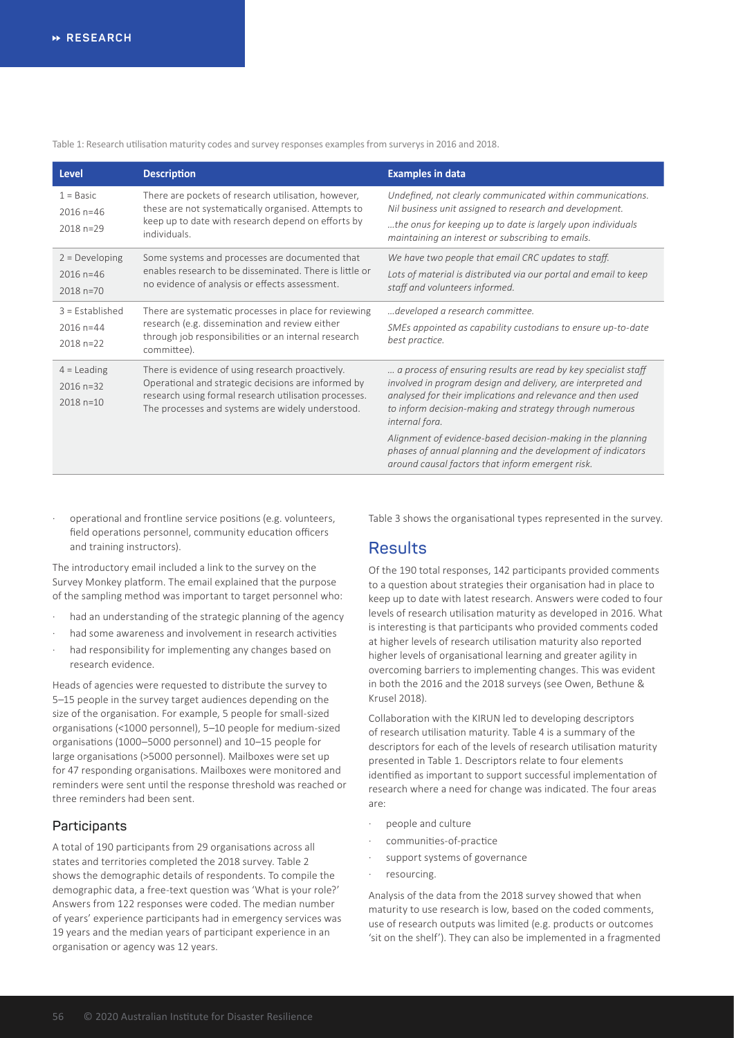Table 1: Research utilisation maturity codes and survey responses examples from surverys in 2016 and 2018.

| Level | Description | Examples in data |
|---|---|---|
| 1 = Basic<br>2016 n=46<br>2018 n=29 | There are pockets of research utilisation, however, these are not systematically organised. Attempts to keep up to date with research depend on efforts by individuals. | *Undefined, not clearly communicated within communications. Nil business unit assigned to research and development.*<br>*…the onus for keeping up to date is largely upon individuals maintaining an interest or subscribing to emails.* |
| 2 = Developing<br>2016 n=46<br>2018 n=70 | Some systems and processes are documented that enables research to be disseminated. There is little or no evidence of analysis or effects assessment. | *We have two people that email CRC updates to staff.*<br>*Lots of material is distributed via our portal and email to keep staff and volunteers informed.* |
| 3 = Established<br>2016 n=44<br>2018 n=22 | There are systematic processes in place for reviewing research (e.g. dissemination and review either through job responsibilities or an internal research committee). | *…developed a research committee.*<br>*SMEs appointed as capability custodians to ensure up-to-date best practice.* |
| 4 = Leading<br>2016 n=32<br>2018 n=10 | There is evidence of using research proactively. Operational and strategic decisions are informed by research using formal research utilisation processes. The processes and systems are widely understood. | *… a process of ensuring results are read by key specialist staff involved in program design and delivery, are interpreted and analysed for their implications and relevance and then used to inform decision-making and strategy through numerous internal fora.*<br>*Alignment of evidence-based decision-making in the planning phases of annual planning and the development of indicators around causal factors that inform emergent risk.* |

- operational and frontline service positions (e.g. volunteers, field operations personnel, community education officers and training instructors).

The introductory email included a link to the survey on the Survey Monkey platform. The email explained that the purpose of the sampling method was important to target personnel who:

- had an understanding of the strategic planning of the agency
- had some awareness and involvement in research activities
- had responsibility for implementing any changes based on research evidence.

Heads of agencies were requested to distribute the survey to 5–15 people in the survey target audiences depending on the size of the organisation. For example, 5 people for small-sized organisations (<1000 personnel), 5–10 people for medium-sized organisations (1000–5000 personnel) and 10–15 people for large organisations (>5000 personnel). Mailboxes were set up for 47 responding organisations. Mailboxes were monitored and reminders were sent until the response threshold was reached or three reminders had been sent.

### Participants

A total of 190 participants from 29 organisations across all states and territories completed the 2018 survey. Table 2 shows the demographic details of respondents. To compile the demographic data, a free-text question was 'What is your role?' Answers from 122 responses were coded. The median number of years' experience participants had in emergency services was 19 years and the median years of participant experience in an organisation or agency was 12 years.

Table 3 shows the organisational types represented in the survey.

## Results

Of the 190 total responses, 142 participants provided comments to a question about strategies their organisation had in place to keep up to date with latest research. Answers were coded to four levels of research utilisation maturity as developed in 2016. What is interesting is that participants who provided comments coded at higher levels of research utilisation maturity also reported higher levels of organisational learning and greater agility in overcoming barriers to implementing changes. This was evident in both the 2016 and the 2018 surveys (see Owen, Bethune & Krusel 2018).

Collaboration with the KIRUN led to developing descriptors of research utilisation maturity. Table 4 is a summary of the descriptors for each of the levels of research utilisation maturity presented in Table 1. Descriptors relate to four elements identified as important to support successful implementation of research where a need for change was indicated. The four areas are:

- people and culture
- communities-of-practice
- support systems of governance
- resourcing.

Analysis of the data from the 2018 survey showed that when maturity to use research is low, based on the coded comments, use of research outputs was limited (e.g. products or outcomes 'sit on the shelf'). They can also be implemented in a fragmented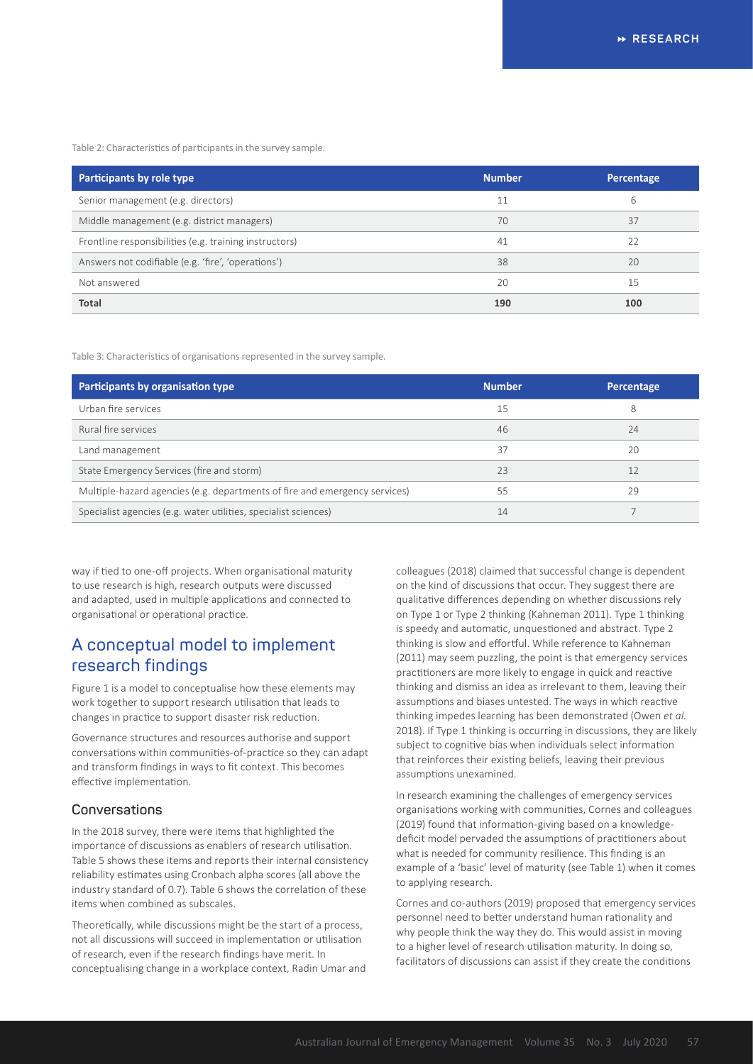Table 2: Characteristics of participants in the survey sample.

| Participants by role type | Number | Percentage |
|---|---|---|
| Senior management (e.g. directors) | 11 | 6 |
| Middle management (e.g. district managers) | 70 | 37 |
| Frontline responsibilities (e.g. training instructors) | 41 | 22 |
| Answers not codifiable (e.g. 'fire', 'operations') | 38 | 20 |
| Not answered | 20 | 15 |
| **Total** | **190** | **100** |

Table 3: Characteristics of organisations represented in the survey sample.

| Participants by organisation type | Number | Percentage |
|---|---|---|
| Urban fire services | 15 | 8 |
| Rural fire services | 46 | 24 |
| Land management | 37 | 20 |
| State Emergency Services (fire and storm) | 23 | 12 |
| Multiple-hazard agencies (e.g. departments of fire and emergency services) | 55 | 29 |
| Specialist agencies (e.g. water utilities, specialist sciences) | 14 | 7 |

way if tied to one-off projects. When organisational maturity to use research is high, research outputs were discussed and adapted, used in multiple applications and connected to organisational or operational practice.

## A conceptual model to implement research findings

Figure 1 is a model to conceptualise how these elements may work together to support research utilisation that leads to changes in practice to support disaster risk reduction.

Governance structures and resources authorise and support conversations within communities-of-practice so they can adapt and transform findings in ways to fit context. This becomes effective implementation.

### Conversations

In the 2018 survey, there were items that highlighted the importance of discussions as enablers of research utilisation. Table 5 shows these items and reports their internal consistency reliability estimates using Cronbach alpha scores (all above the industry standard of 0.7). Table 6 shows the correlation of these items when combined as subscales.

Theoretically, while discussions might be the start of a process, not all discussions will succeed in implementation or utilisation of research, even if the research findings have merit. In conceptualising change in a workplace context, Radin Umar and colleagues (2018) claimed that successful change is dependent on the kind of discussions that occur. They suggest there are qualitative differences depending on whether discussions rely on Type 1 or Type 2 thinking (Kahneman 2011). Type 1 thinking is speedy and automatic, unquestioned and abstract. Type 2 thinking is slow and effortful. While reference to Kahneman (2011) may seem puzzling, the point is that emergency services practitioners are more likely to engage in quick and reactive thinking and dismiss an idea as irrelevant to them, leaving their assumptions and biases untested. The ways in which reactive thinking impedes learning has been demonstrated (Owen *et al.* 2018). If Type 1 thinking is occurring in discussions, they are likely subject to cognitive bias when individuals select information that reinforces their existing beliefs, leaving their previous assumptions unexamined.

In research examining the challenges of emergency services organisations working with communities, Cornes and colleagues (2019) found that information-giving based on a knowledge-deficit model pervaded the assumptions of practitioners about what is needed for community resilience. This finding is an example of a 'basic' level of maturity (see Table 1) when it comes to applying research.

Cornes and co-authors (2019) proposed that emergency services personnel need to better understand human rationality and why people think the way they do. This would assist in moving to a higher level of research utilisation maturity. In doing so, facilitators of discussions can assist if they create the conditions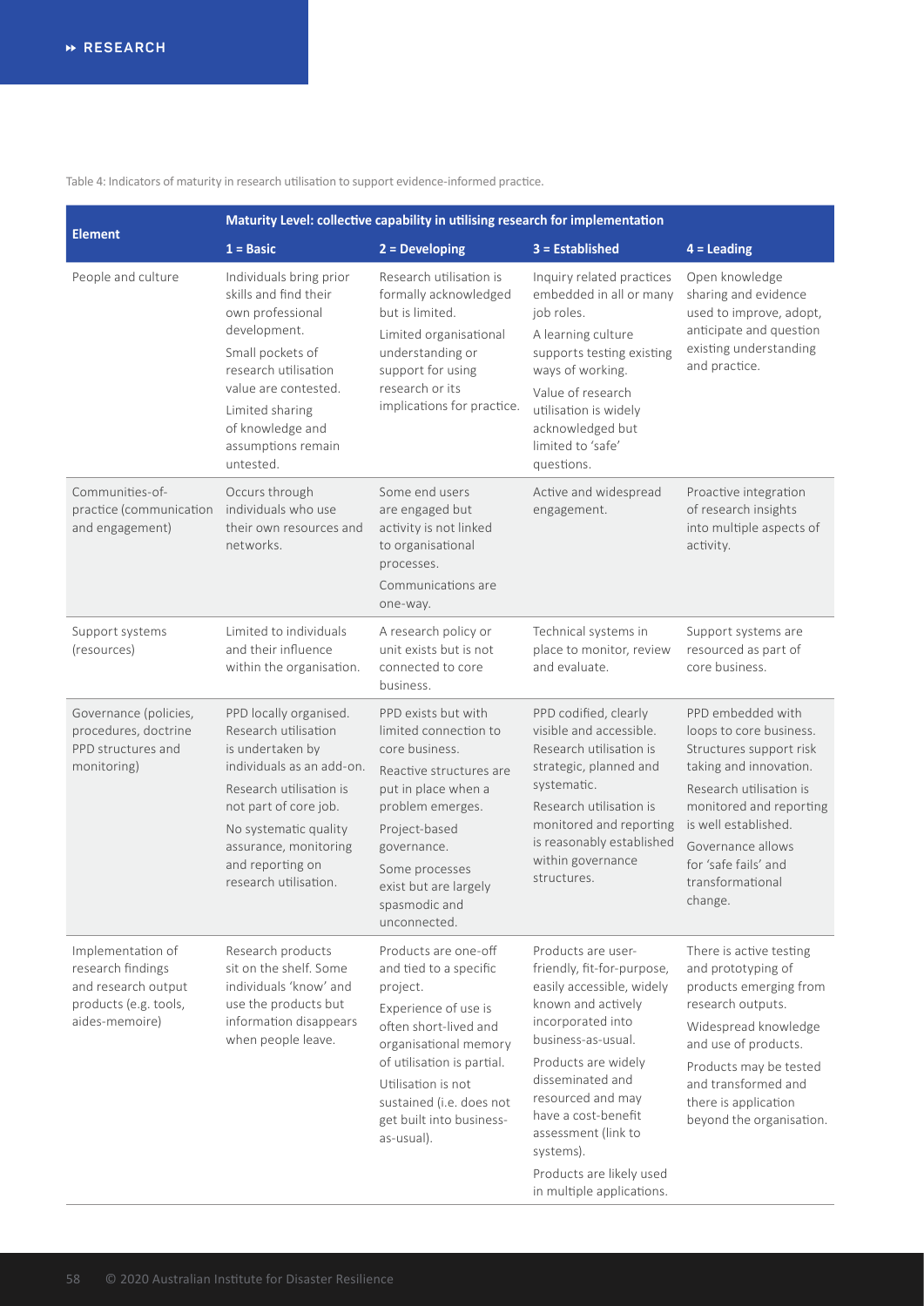Table 4: Indicators of maturity in research utilisation to support evidence-informed practice.

| Element | Maturity Level: collective capability in utilising research for implementation | | | |
|---|---|---|---|---|
| | 1 = Basic | 2 = Developing | 3 = Established | 4 = Leading |
| People and culture | Individuals bring prior skills and find their own professional development. Small pockets of research utilisation value are contested. Limited sharing of knowledge and assumptions remain untested. | Research utilisation is formally acknowledged but is limited. Limited organisational understanding or support for using research or its implications for practice. | Inquiry related practices embedded in all or many job roles. A learning culture supports testing existing ways of working. Value of research utilisation is widely acknowledged but limited to 'safe' questions. | Open knowledge sharing and evidence used to improve, adopt, anticipate and question existing understanding and practice. |
| Communities-of-practice (communication and engagement) | Occurs through individuals who use their own resources and networks. | Some end users are engaged but activity is not linked to organisational processes. Communications are one-way. | Active and widespread engagement. | Proactive integration of research insights into multiple aspects of activity. |
| Support systems (resources) | Limited to individuals and their influence within the organisation. | A research policy or unit exists but is not connected to core business. | Technical systems in place to monitor, review and evaluate. | Support systems are resourced as part of core business. |
| Governance (policies, procedures, doctrine PPD structures and monitoring) | PPD locally organised. Research utilisation is undertaken by individuals as an add-on. Research utilisation is not part of core job. No systematic quality assurance, monitoring and reporting on research utilisation. | PPD exists but with limited connection to core business. Reactive structures are put in place when a problem emerges. Project-based governance. Some processes exist but are largely spasmodic and unconnected. | PPD codified, clearly visible and accessible. Research utilisation is strategic, planned and systematic. Research utilisation is monitored and reporting is reasonably established within governance structures. | PPD embedded with loops to core business. Structures support risk taking and innovation. Research utilisation is monitored and reporting is well established. Governance allows for 'safe fails' and transformational change. |
| Implementation of research findings and research output products (e.g. tools, aides-memoire) | Research products sit on the shelf. Some individuals 'know' and use the products but information disappears when people leave. | Products are one-off and tied to a specific project. Experience of use is often short-lived and organisational memory of utilisation is partial. Utilisation is not sustained (i.e. does not get built into business-as-usual). | Products are user-friendly, fit-for-purpose, easily accessible, widely known and actively incorporated into business-as-usual. Products are widely disseminated and resourced and may have a cost-benefit assessment (link to systems). Products are likely used in multiple applications. | There is active testing and prototyping of products emerging from research outputs. Widespread knowledge and use of products. Products may be tested and transformed and there is application beyond the organisation. |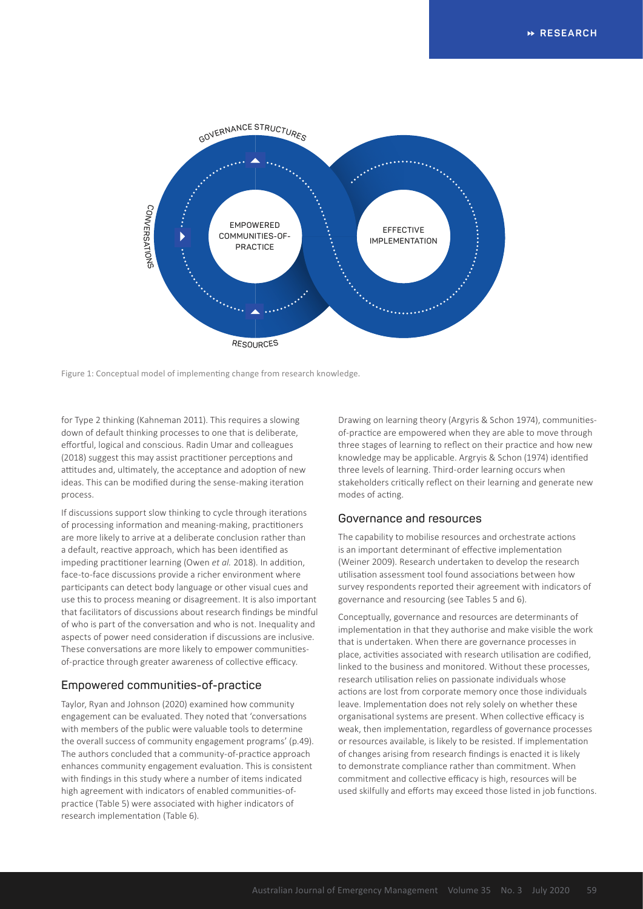GOVERNANCE STRUCTURES

CONVERSATIONS

EMPOWERED COMMUNITIES-OF-PRACTICE

EFFECTIVE IMPLEMENTATION

RESOURCES

Figure 1: Conceptual model of implementing change from research knowledge.

for Type 2 thinking (Kahneman 2011). This requires a slowing down of default thinking processes to one that is deliberate, effortful, logical and conscious. Radin Umar and colleagues (2018) suggest this may assist practitioner perceptions and attitudes and, ultimately, the acceptance and adoption of new ideas. This can be modified during the sense-making iteration process.

If discussions support slow thinking to cycle through iterations of processing information and meaning-making, practitioners are more likely to arrive at a deliberate conclusion rather than a default, reactive approach, which has been identified as impeding practitioner learning (Owen *et al.* 2018). In addition, face-to-face discussions provide a richer environment where participants can detect body language or other visual cues and use this to process meaning or disagreement. It is also important that facilitators of discussions about research findings be mindful of who is part of the conversation and who is not. Inequality and aspects of power need consideration if discussions are inclusive. These conversations are more likely to empower communities-of-practice through greater awareness of collective efficacy.

## Empowered communities-of-practice

Taylor, Ryan and Johnson (2020) examined how community engagement can be evaluated. They noted that 'conversations with members of the public were valuable tools to determine the overall success of community engagement programs' (p.49). The authors concluded that a community-of-practice approach enhances community engagement evaluation. This is consistent with findings in this study where a number of items indicated high agreement with indicators of enabled communities-of-practice (Table 5) were associated with higher indicators of research implementation (Table 6).

Drawing on learning theory (Argyris & Schon 1974), communities-of-practice are empowered when they are able to move through three stages of learning to reflect on their practice and how new knowledge may be applicable. Argryis & Schon (1974) identified three levels of learning. Third-order learning occurs when stakeholders critically reflect on their learning and generate new modes of acting.

## Governance and resources

The capability to mobilise resources and orchestrate actions is an important determinant of effective implementation (Weiner 2009). Research undertaken to develop the research utilisation assessment tool found associations between how survey respondents reported their agreement with indicators of governance and resourcing (see Tables 5 and 6).

Conceptually, governance and resources are determinants of implementation in that they authorise and make visible the work that is undertaken. When there are governance processes in place, activities associated with research utilisation are codified, linked to the business and monitored. Without these processes, research utilisation relies on passionate individuals whose actions are lost from corporate memory once those individuals leave. Implementation does not rely solely on whether these organisational systems are present. When collective efficacy is weak, then implementation, regardless of governance processes or resources available, is likely to be resisted. If implementation of changes arising from research findings is enacted it is likely to demonstrate compliance rather than commitment. When commitment and collective efficacy is high, resources will be used skilfully and efforts may exceed those listed in job functions.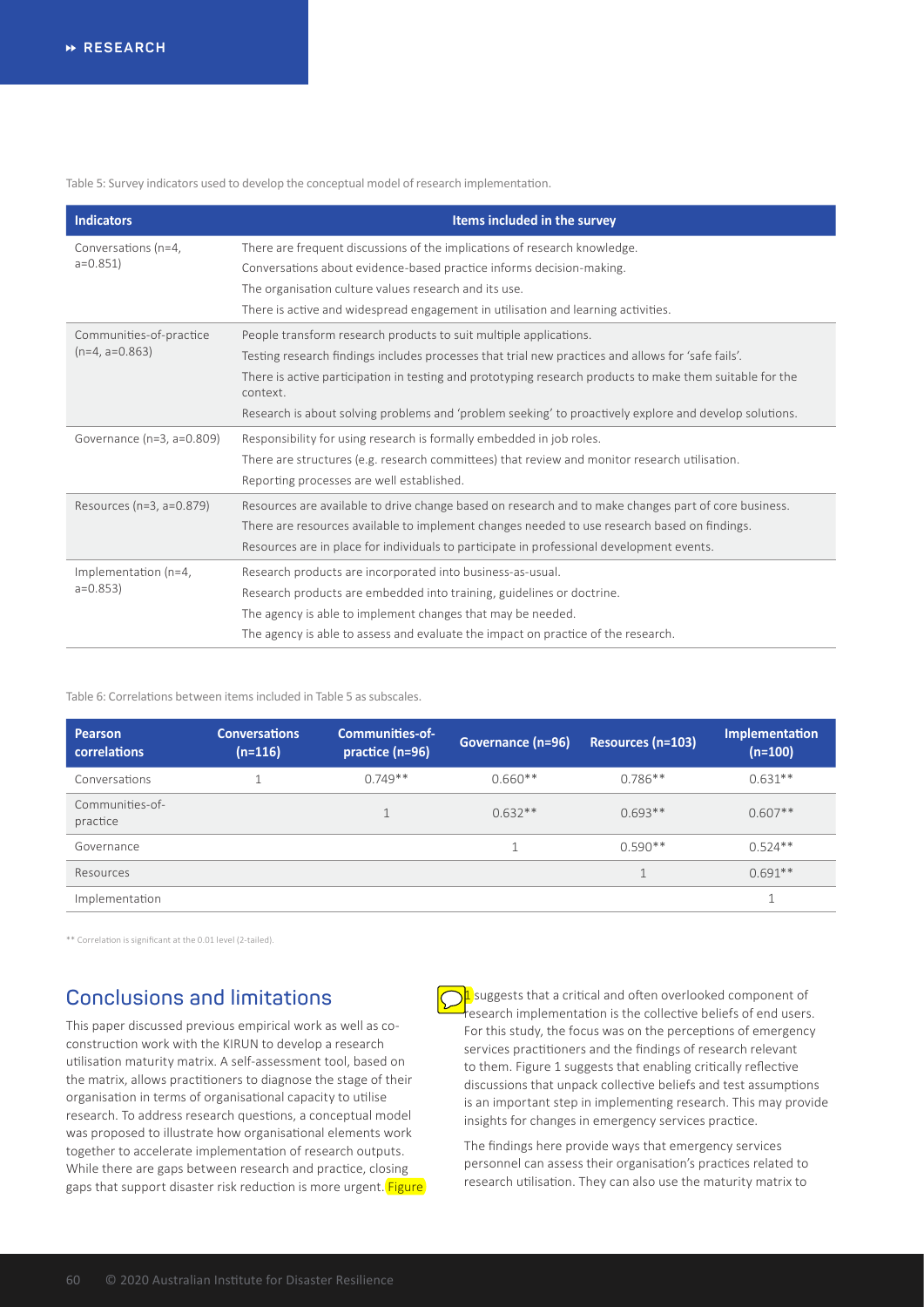Table 5: Survey indicators used to develop the conceptual model of research implementation.

| Indicators | Items included in the survey |
|---|---|
| Conversations (n=4, a=0.851) | There are frequent discussions of the implications of research knowledge. |
| | Conversations about evidence-based practice informs decision-making. |
| | The organisation culture values research and its use. |
| | There is active and widespread engagement in utilisation and learning activities. |
| Communities-of-practice (n=4, a=0.863) | People transform research products to suit multiple applications. |
| | Testing research findings includes processes that trial new practices and allows for 'safe fails'. |
| | There is active participation in testing and prototyping research products to make them suitable for the context. |
| | Research is about solving problems and 'problem seeking' to proactively explore and develop solutions. |
| Governance (n=3, a=0.809) | Responsibility for using research is formally embedded in job roles. |
| | There are structures (e.g. research committees) that review and monitor research utilisation. |
| | Reporting processes are well established. |
| Resources (n=3, a=0.879) | Resources are available to drive change based on research and to make changes part of core business. |
| | There are resources available to implement changes needed to use research based on findings. |
| | Resources are in place for individuals to participate in professional development events. |
| Implementation (n=4, a=0.853) | Research products are incorporated into business-as-usual. |
| | Research products are embedded into training, guidelines or doctrine. |
| | The agency is able to implement changes that may be needed. |
| | The agency is able to assess and evaluate the impact on practice of the research. |

Table 6: Correlations between items included in Table 5 as subscales.

| Pearson correlations | Conversations (n=116) | Communities-of-practice (n=96) | Governance (n=96) | Resources (n=103) | Implementation (n=100) |
|---|---|---|---|---|---|
| Conversations | 1 | 0.749** | 0.660** | 0.786** | 0.631** |
| Communities-of-practice | | 1 | 0.632** | 0.693** | 0.607** |
| Governance | | | 1 | 0.590** | 0.524** |
| Resources | | | | 1 | 0.691** |
| Implementation | | | | | 1 |

** Correlation is significant at the 0.01 level (2-tailed).

## Conclusions and limitations

This paper discussed previous empirical work as well as co-construction work with the KIRUN to develop a research utilisation maturity matrix. A self-assessment tool, based on the matrix, allows practitioners to diagnose the stage of their organisation in terms of organisational capacity to utilise research. To address research questions, a conceptual model was proposed to illustrate how organisational elements work together to accelerate implementation of research outputs. While there are gaps between research and practice, closing gaps that support disaster risk reduction is more urgent. Figure 1 suggests that a critical and often overlooked component of research implementation is the collective beliefs of end users. For this study, the focus was on the perceptions of emergency services practitioners and the findings of research relevant to them. Figure 1 suggests that enabling critically reflective discussions that unpack collective beliefs and test assumptions is an important step in implementing research. This may provide insights for changes in emergency services practice.

The findings here provide ways that emergency services personnel can assess their organisation's practices related to research utilisation. They can also use the maturity matrix to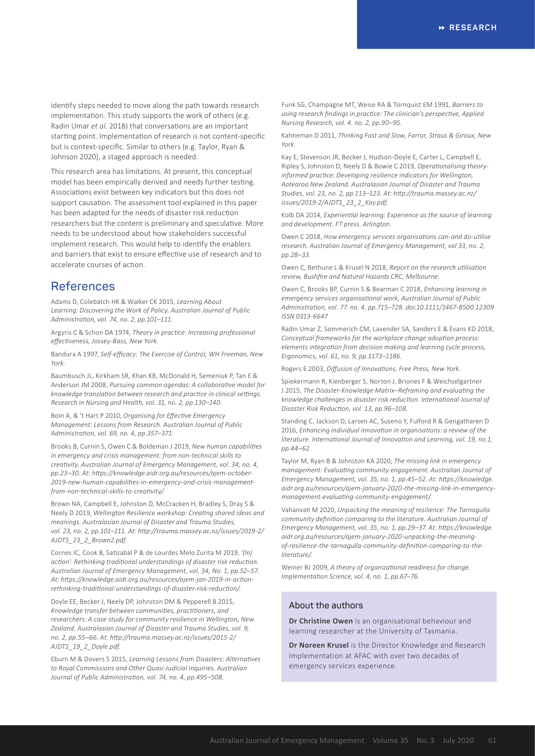identify steps needed to move along the path towards research implementation. This study supports the work of others (e.g. Radin Umar *et al.* 2018) that conversations are an important starting point. Implementation of research is not content-specific but is context-specific. Similar to others (e.g. Taylor, Ryan & Johnson 2020), a staged approach is needed.

This research area has limitations. At present, this conceptual model has been empirically derived and needs further testing. Associations exist between key indicators but this does not support causation. The assessment tool explained in this paper has been adapted for the needs of disaster risk reduction researchers but the content is preliminary and speculative. More needs to be understood about how stakeholders successful implement research. This would help to identify the enablers and barriers that exist to ensure effective use of research and to accelerate courses of action.

## References

Adams D, Colebatch HK & Walker CK 2015, *Learning About Learning: Discovering the Work of Policy. Australian Journal of Public Administration, vol. 74, no. 2, pp.101–111.*

Argyris C & Schon DA 1974, *Theory in practice: Increasing professional effectiveness, Jossey-Bass, New York.*

Bandura A 1997, *Self-efficacy: The Exercise of Control, WH Freeman, New York.*

Baumbusch JL, Kirkham SR, Khan KB, McDonald H, Semeniuk P, Tan E & Anderson JM 2008, *Pursuing common agendas: A collaborative model for knowledge translation between research and practice in clinical settings. Research in Nursing and Health, vol. 31, no. 2, pp.130–140.*

Boin A, & 't Hart P 2010, *Organising for Effective Emergency Management: Lessons from Research. Australian Journal of Public Administration, vol. 69, no. 4, pp.357–371.*

Brooks B, Curnin S, Owen C & Boldeman J 2019, *New human capabilities in emergency and crisis management: from non-technical skills to creativity. Australian Journal of Emergency Management, vol. 34, no. 4, pp.23–30. At: https://knowledge.aidr.org.au/resources/ajem-october-2019-new-human-capabilities-in-emergency-and-crisis-management-from-non-technical-skills-to-creativity/.*

Brown NA, Campbell E, Johnston D, McCracken H, Bradley S, Dray S & Neely D 2019, *Wellington Resilience workshop: Creating shared ideas and meanings. Australasian Journal of Disaster and Trauma Studies, vol. 23, no. 2, pp.101–111. At: http://trauma.massey.ac.nz/issues/2019-2/AJDTS_23_2_Brown2.pdf.*

Cornes IC, Cook B, Satizabal P & de Lourdes Melo Zurita M 2019, *'(In) action': Rethinking traditional understandings of disaster risk reduction. Australian Journal of Emergency Management, vol. 34, No. 1, pp.52–57. At: https://knowledge.aidr.org.au/resources/ajem-jan-2019-in-action-rethinking-traditional-understandings-of-disaster-risk-reduction/.*

Doyle EE, Becker J, Neely DP, Johnston DM & Pepperell B 2015, *Knowledge transfer between communities, practitioners, and researchers: A case study for community resilience in Wellington, New Zealand. Australasian Journal of Disaster and Trauma Studies, vol. 9, no. 2, pp.55–66. At: http://trauma.massey.ac.nz/issues/2015-2/AJDTS_19_2_Doyle.pdf.*

Eburn M & Dovers S 2015, *Learning Lessons from Disasters: Alternatives to Royal Commissions and Other Quasi-Judicial Inquiries. Australian Journal of Public Administration, vol. 74, no. 4, pp.495–508.*

Funk SG, Champagne MT, Weise RA & Tornquist EM 1991, *Barriers to using research findings in practice: The clinician's perspective, Applied Nursing Research, vol. 4. no. 2, pp.90–95.*

Kahneman D 2011, *Thinking Fast and Slow, Farrar, Straus & Giroux, New York.*

Kay E, Stevenson JR, Becker J, Hudson-Doyle E, Carter L, Campbell E, Ripley S, Johnston D, Neely D & Bowie C 2019, *Operationalising theory-informed practice: Developing resilience indicators for Wellington, Aotearoa New Zealand. Australasian Journal of Disaster and Trauma Studies, vol. 23, no. 2, pp.113–123. At: http://trauma.massey.ac.nz/issues/2019-2/AJDTS_23_2_Kay.pdf.*

Kolb DA 2014, *Experiential learning: Experience as the source of learning and development. FT press. Arlington.*

Owen C 2018, *How emergency services organisations can-and do-utilise research. Australian Journal of Emergency Management, vol 33, no. 2, pp.28–33.*

Owen C, Bethune L & Krusel N 2018, *Report on the research utilisation review, Bushfire and Natural Hazards CRC, Melbourne.*

Owen C, Brooks BP, Curnin S & Bearman C 2018, *Enhancing learning in emergency services organisational work, Australian Journal of Public Administration, vol. 77. no. 4. pp.715–728. doi:10.1111/1467-8500.12309 ISSN 0313-6647*

Radin Umar Z, Sommerich CM, Lavender SA, Sanders E & Evans KD 2018, *Conceptual frameworks for the workplace change adoption process: elements integration from decision making and learning cycle process, Ergonomics, vol. 61, no. 9, pp.1173–1186.*

Rogers E 2003, *Diffusion of Innovations, Free Press, New York.*

Spiekermann R, Kienberger S, Norton J, Briones F & Weichselgartner J 2015, *The Disaster-Knowledge Matrix–Reframing and evaluating the knowledge challenges in disaster risk reduction. International Journal of Disaster Risk Reduction, vol. 13, pp.96–108.*

Standing C, Jackson D, Larsen AC, Suseno Y, Fulford R & Gengatharen D 2016, *Enhancing individual innovation in organisations: a review of the literature. International Journal of Innovation and Learning, vol. 19, no.1, pp.44–62.*

Taylor M, Ryan B & Johnston KA 2020, *The missing link in emergency management: Evaluating community engagement. Australian Journal of Emergency Management, vol. 35, no. 1, pp.45–52. At: https://knowledge.aidr.org.au/resources/ajem-january-2020-the-missing-link-in-emergency-management-evaluating-community-engagement/.*

Vahanvati M 2020, *Unpacking the meaning of resilience: The Tarnagulla community definition comparing to the literature. Australian Journal of Emergency Management, vol. 35, no. 1, pp.29–37. At: https://knowledge.aidr.org.au/resources/ajem-january-2020-unpacking-the-meaning-of-resilience-the-tarnagulla-community-definition-comparing-to-the-literature/.*

Weiner BJ 2009, *A theory of organizational readiness for change. Implementation Science, vol. 4, no. 1, pp.67–76.*

### About the authors

**Dr Christine Owen** is an organisational behaviour and learning researcher at the University of Tasmania.

**Dr Noreen Krusel** is the Director Knowledge and Research Implementation at AFAC with over two decades of emergency services experience.